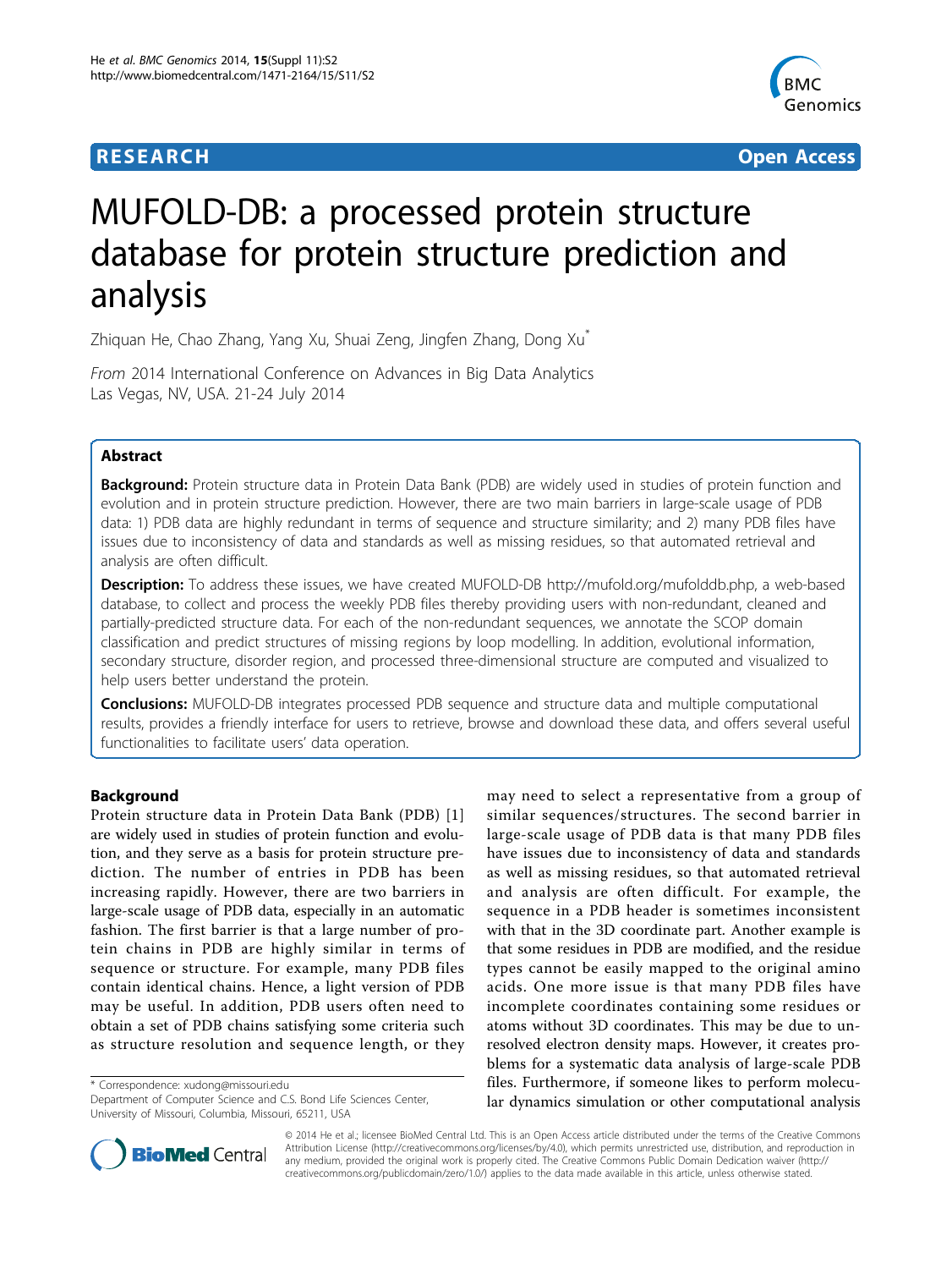**RESEARCH** **Open Access**

# MUFOLD-DB: a processed protein structure database for protein structure prediction and analysis

Zhiquan He, Chao Zhang, Yang Xu, Shuai Zeng, Jingfen Zhang, Dong Xu*

*From* 2014 International Conference on Advances in Big Data Analytics
Las Vegas, NV, USA. 21-24 July 2014

## Abstract

**Background:** Protein structure data in Protein Data Bank (PDB) are widely used in studies of protein function and evolution and in protein structure prediction. However, there are two main barriers in large-scale usage of PDB data: 1) PDB data are highly redundant in terms of sequence and structure similarity; and 2) many PDB files have issues due to inconsistency of data and standards as well as missing residues, so that automated retrieval and analysis are often difficult.

**Description:** To address these issues, we have created MUFOLD-DB http://mufold.org/mufolddb.php, a web-based database, to collect and process the weekly PDB files thereby providing users with non-redundant, cleaned and partially-predicted structure data. For each of the non-redundant sequences, we annotate the SCOP domain classification and predict structures of missing regions by loop modelling. In addition, evolutional information, secondary structure, disorder region, and processed three-dimensional structure are computed and visualized to help users better understand the protein.

**Conclusions:** MUFOLD-DB integrates processed PDB sequence and structure data and multiple computational results, provides a friendly interface for users to retrieve, browse and download these data, and offers several useful functionalities to facilitate users' data operation.

## Background

Protein structure data in Protein Data Bank (PDB) [1] are widely used in studies of protein function and evolution, and they serve as a basis for protein structure prediction. The number of entries in PDB has been increasing rapidly. However, there are two barriers in large-scale usage of PDB data, especially in an automatic fashion. The first barrier is that a large number of protein chains in PDB are highly similar in terms of sequence or structure. For example, many PDB files contain identical chains. Hence, a light version of PDB may be useful. In addition, PDB users often need to obtain a set of PDB chains satisfying some criteria such as structure resolution and sequence length, or they may need to select a representative from a group of similar sequences/structures. The second barrier in large-scale usage of PDB data is that many PDB files have issues due to inconsistency of data and standards as well as missing residues, so that automated retrieval and analysis are often difficult. For example, the sequence in a PDB header is sometimes inconsistent with that in the 3D coordinate part. Another example is that some residues in PDB are modified, and the residue types cannot be easily mapped to the original amino acids. One more issue is that many PDB files have incomplete coordinates containing some residues or atoms without 3D coordinates. This may be due to unresolved electron density maps. However, it creates problems for a systematic data analysis of large-scale PDB files. Furthermore, if someone likes to perform molecular dynamics simulation or other computational analysis

\* Correspondence: xudong@missouri.edu
Department of Computer Science and C.S. Bond Life Sciences Center, University of Missouri, Columbia, Missouri, 65211, USA

© 2014 He et al.; licensee BioMed Central Ltd. This is an Open Access article distributed under the terms of the Creative Commons Attribution License (http://creativecommons.org/licenses/by/4.0), which permits unrestricted use, distribution, and reproduction in any medium, provided the original work is properly cited. The Creative Commons Public Domain Dedication waiver (http://creativecommons.org/publicdomain/zero/1.0/) applies to the data made available in this article, unless otherwise stated.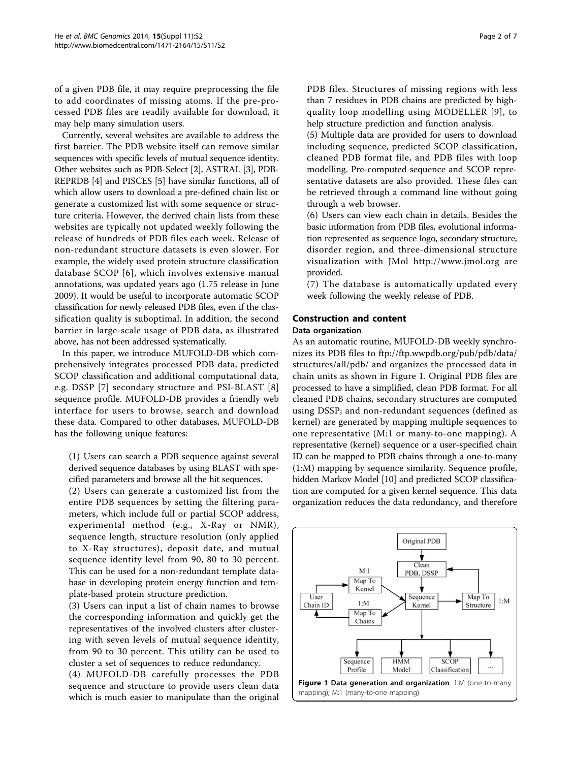of a given PDB file, it may require preprocessing the file to add coordinates of missing atoms. If the pre-processed PDB files are readily available for download, it may help many simulation users.

Currently, several websites are available to address the first barrier. The PDB website itself can remove similar sequences with specific levels of mutual sequence identity. Other websites such as PDB-Select [2], ASTRAL [3], PDB-REPRDB [4] and PISCES [5] have similar functions, all of which allow users to download a pre-defined chain list or generate a customized list with some sequence or structure criteria. However, the derived chain lists from these websites are typically not updated weekly following the release of hundreds of PDB files each week. Release of non-redundant structure datasets is even slower. For example, the widely used protein structure classification database SCOP [6], which involves extensive manual annotations, was updated years ago (1.75 release in June 2009). It would be useful to incorporate automatic SCOP classification for newly released PDB files, even if the classification quality is suboptimal. In addition, the second barrier in large-scale usage of PDB data, as illustrated above, has not been addressed systematically.

In this paper, we introduce MUFOLD-DB which comprehensively integrates processed PDB data, predicted SCOP classification and additional computational data, e.g. DSSP [7] secondary structure and PSI-BLAST [8] sequence profile. MUFOLD-DB provides a friendly web interface for users to browse, search and download these data. Compared to other databases, MUFOLD-DB has the following unique features:

(1) Users can search a PDB sequence against several derived sequence databases by using BLAST with specified parameters and browse all the hit sequences.

(2) Users can generate a customized list from the entire PDB sequences by setting the filtering parameters, which include full or partial SCOP address, experimental method (e.g., X-Ray or NMR), sequence length, structure resolution (only applied to X-Ray structures), deposit date, and mutual sequence identity level from 90, 80 to 30 percent. This can be used for a non-redundant template database in developing protein energy function and template-based protein structure prediction.

(3) Users can input a list of chain names to browse the corresponding information and quickly get the representatives of the involved clusters after clustering with seven levels of mutual sequence identity, from 90 to 30 percent. This utility can be used to cluster a set of sequences to reduce redundancy.

(4) MUFOLD-DB carefully processes the PDB sequence and structure to provide users clean data which is much easier to manipulate than the original PDB files. Structures of missing regions with less than 7 residues in PDB chains are predicted by high-quality loop modelling using MODELLER [9], to help structure prediction and function analysis.

(5) Multiple data are provided for users to download including sequence, predicted SCOP classification, cleaned PDB format file, and PDB files with loop modelling. Pre-computed sequence and SCOP representative datasets are also provided. These files can be retrieved through a command line without going through a web browser.

(6) Users can view each chain in details. Besides the basic information from PDB files, evolutional information represented as sequence logo, secondary structure, disorder region, and three-dimensional structure visualization with JMol http://www.jmol.org are provided.

(7) The database is automatically updated every week following the weekly release of PDB.

## Construction and content

### Data organization

As an automatic routine, MUFOLD-DB weekly synchronizes its PDB files to ftp://ftp.wwpdb.org/pub/pdb/data/structures/all/pdb/ and organizes the processed data in chain units as shown in Figure 1. Original PDB files are processed to have a simplified, clean PDB format. For all cleaned PDB chains, secondary structures are computed using DSSP; and non-redundant sequences (defined as kernel) are generated by mapping multiple sequences to one representative (M:1 or many-to-one mapping). A representative (kernel) sequence or a user-specified chain ID can be mapped to PDB chains through a one-to-many (1:M) mapping by sequence similarity. Sequence profile, hidden Markov Model [10] and predicted SCOP classification are computed for a given kernel sequence. This data organization reduces the data redundancy, and therefore

**Figure 1 Data generation and organization**. 1:M (one-to-many mapping); M:1 (many-to-one mapping)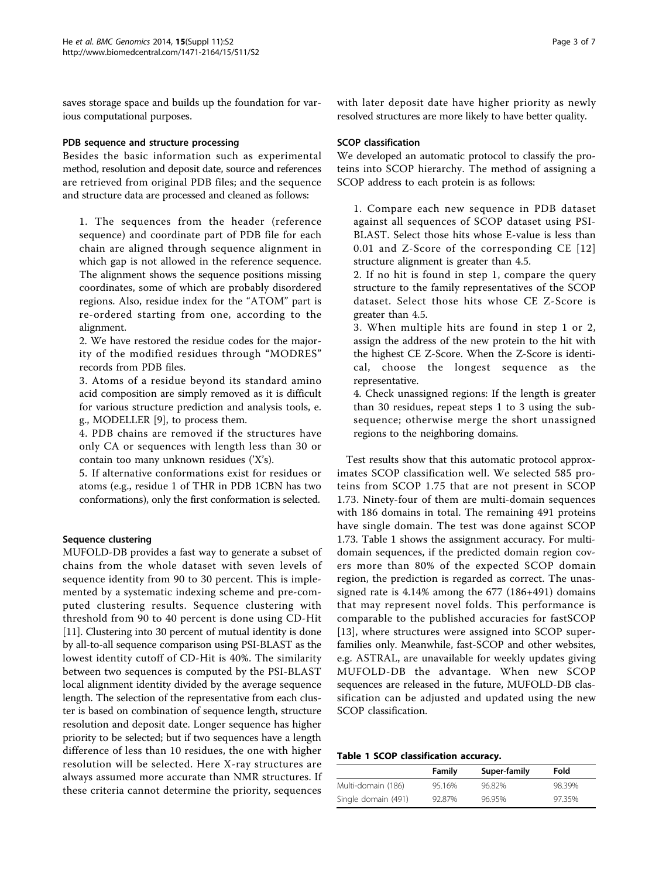saves storage space and builds up the foundation for various computational purposes.

### PDB sequence and structure processing

Besides the basic information such as experimental method, resolution and deposit date, source and references are retrieved from original PDB files; and the sequence and structure data are processed and cleaned as follows:

1. The sequences from the header (reference sequence) and coordinate part of PDB file for each chain are aligned through sequence alignment in which gap is not allowed in the reference sequence. The alignment shows the sequence positions missing coordinates, some of which are probably disordered regions. Also, residue index for the "ATOM" part is re-ordered starting from one, according to the alignment.
2. We have restored the residue codes for the majority of the modified residues through "MODRES" records from PDB files.
3. Atoms of a residue beyond its standard amino acid composition are simply removed as it is difficult for various structure prediction and analysis tools, e.g., MODELLER [9], to process them.
4. PDB chains are removed if the structures have only CA or sequences with length less than 30 or contain too many unknown residues ('X's).
5. If alternative conformations exist for residues or atoms (e.g., residue 1 of THR in PDB 1CBN has two conformations), only the first conformation is selected.

### Sequence clustering

MUFOLD-DB provides a fast way to generate a subset of chains from the whole dataset with seven levels of sequence identity from 90 to 30 percent. This is implemented by a systematic indexing scheme and pre-computed clustering results. Sequence clustering with threshold from 90 to 40 percent is done using CD-Hit [11]. Clustering into 30 percent of mutual identity is done by all-to-all sequence comparison using PSI-BLAST as the lowest identity cutoff of CD-Hit is 40%. The similarity between two sequences is computed by the PSI-BLAST local alignment identity divided by the average sequence length. The selection of the representative from each cluster is based on combination of sequence length, structure resolution and deposit date. Longer sequence has higher priority to be selected; but if two sequences have a length difference of less than 10 residues, the one with higher resolution will be selected. Here X-ray structures are always assumed more accurate than NMR structures. If these criteria cannot determine the priority, sequences with later deposit date have higher priority as newly resolved structures are more likely to have better quality.

### SCOP classification

We developed an automatic protocol to classify the proteins into SCOP hierarchy. The method of assigning a SCOP address to each protein is as follows:

1. Compare each new sequence in PDB dataset against all sequences of SCOP dataset using PSI-BLAST. Select those hits whose E-value is less than 0.01 and Z-Score of the corresponding CE [12] structure alignment is greater than 4.5.
2. If no hit is found in step 1, compare the query structure to the family representatives of the SCOP dataset. Select those hits whose CE Z-Score is greater than 4.5.
3. When multiple hits are found in step 1 or 2, assign the address of the new protein to the hit with the highest CE Z-Score. When the Z-Score is identical, choose the longest sequence as the representative.
4. Check unassigned regions: If the length is greater than 30 residues, repeat steps 1 to 3 using the subsequence; otherwise merge the short unassigned regions to the neighboring domains.

Test results show that this automatic protocol approximates SCOP classification well. We selected 585 proteins from SCOP 1.75 that are not present in SCOP 1.73. Ninety-four of them are multi-domain sequences with 186 domains in total. The remaining 491 proteins have single domain. The test was done against SCOP 1.73. Table 1 shows the assignment accuracy. For multi-domain sequences, if the predicted domain region covers more than 80% of the expected SCOP domain region, the prediction is regarded as correct. The unassigned rate is 4.14% among the 677 (186+491) domains that may represent novel folds. This performance is comparable to the published accuracies for fastSCOP [13], where structures were assigned into SCOP superfamilies only. Meanwhile, fast-SCOP and other websites, e.g. ASTRAL, are unavailable for weekly updates giving MUFOLD-DB the advantage. When new SCOP sequences are released in the future, MUFOLD-DB classification can be adjusted and updated using the new SCOP classification.

**Table 1 SCOP classification accuracy.**

| | Family | Super-family | Fold |
|---|---|---|---|
| Multi-domain (186) | 95.16% | 96.82% | 98.39% |
| Single domain (491) | 92.87% | 96.95% | 97.35% |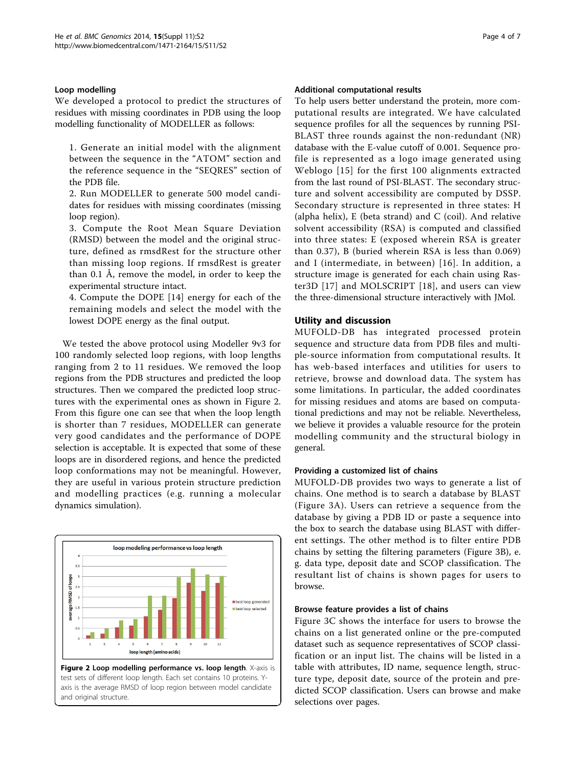### Loop modelling

We developed a protocol to predict the structures of residues with missing coordinates in PDB using the loop modelling functionality of MODELLER as follows:

1. Generate an initial model with the alignment between the sequence in the "ATOM" section and the reference sequence in the "SEQRES" section of the PDB file.
2. Run MODELLER to generate 500 model candidates for residues with missing coordinates (missing loop region).
3. Compute the Root Mean Square Deviation (RMSD) between the model and the original structure, defined as rmsdRest for the structure other than missing loop regions. If rmsdRest is greater than 0.1 Å, remove the model, in order to keep the experimental structure intact.
4. Compute the DOPE [14] energy for each of the remaining models and select the model with the lowest DOPE energy as the final output.

We tested the above protocol using Modeller 9v3 for 100 randomly selected loop regions, with loop lengths ranging from 2 to 11 residues. We removed the loop regions from the PDB structures and predicted the loop structures. Then we compared the predicted loop structures with the experimental ones as shown in Figure 2. From this figure one can see that when the loop length is shorter than 7 residues, MODELLER can generate very good candidates and the performance of DOPE selection is acceptable. It is expected that some of these loops are in disordered regions, and hence the predicted loop conformations may not be meaningful. However, they are useful in various protein structure prediction and modelling practices (e.g. running a molecular dynamics simulation).

**Figure 2 Loop modelling performance vs. loop length**. X-axis is test sets of different loop length. Each set contains 10 proteins. Y-axis is the average RMSD of loop region between model candidate and original structure.

### Additional computational results

To help users better understand the protein, more computational results are integrated. We have calculated sequence profiles for all the sequences by running PSI-BLAST three rounds against the non-redundant (NR) database with the E-value cutoff of 0.001. Sequence profile is represented as a logo image generated using Weblogo [15] for the first 100 alignments extracted from the last round of PSI-BLAST. The secondary structure and solvent accessibility are computed by DSSP. Secondary structure is represented in three states: H (alpha helix), E (beta strand) and C (coil). And relative solvent accessibility (RSA) is computed and classified into three states: E (exposed wherein RSA is greater than 0.37), B (buried wherein RSA is less than 0.069) and I (intermediate, in between) [16]. In addition, a structure image is generated for each chain using Raster3D [17] and MOLSCRIPT [18], and users can view the three-dimensional structure interactively with JMol.

## Utility and discussion

MUFOLD-DB has integrated processed protein sequence and structure data from PDB files and multiple-source information from computational results. It has web-based interfaces and utilities for users to retrieve, browse and download data. The system has some limitations. In particular, the added coordinates for missing residues and atoms are based on computational predictions and may not be reliable. Nevertheless, we believe it provides a valuable resource for the protein modelling community and the structural biology in general.

### Providing a customized list of chains

MUFOLD-DB provides two ways to generate a list of chains. One method is to search a database by BLAST (Figure 3A). Users can retrieve a sequence from the database by giving a PDB ID or paste a sequence into the box to search the database using BLAST with different settings. The other method is to filter entire PDB chains by setting the filtering parameters (Figure 3B), e. g. data type, deposit date and SCOP classification. The resultant list of chains is shown pages for users to browse.

### Browse feature provides a list of chains

Figure 3C shows the interface for users to browse the chains on a list generated online or the pre-computed dataset such as sequence representatives of SCOP classification or an input list. The chains will be listed in a table with attributes, ID name, sequence length, structure type, deposit date, source of the protein and predicted SCOP classification. Users can browse and make selections over pages.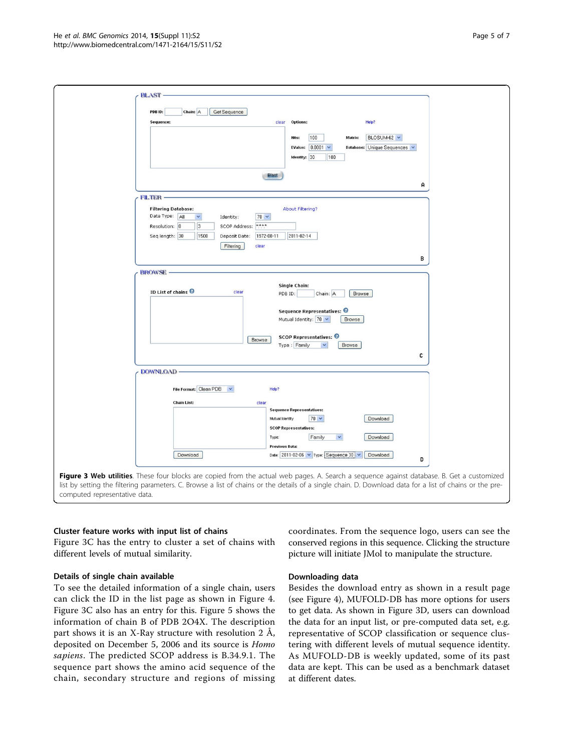**Figure 3 Web utilities**. These four blocks are copied from the actual web pages. A. Search a sequence against database. B. Get a customized list by setting the filtering parameters. C. Browse a list of chains or the details of a single chain. D. Download data for a list of chains or the pre-computed representative data.

### Cluster feature works with input list of chains

Figure 3C has the entry to cluster a set of chains with different levels of mutual similarity.

### Details of single chain available

To see the detailed information of a single chain, users can click the ID in the list page as shown in Figure 4. Figure 3C also has an entry for this. Figure 5 shows the information of chain B of PDB 2O4X. The description part shows it is an X-Ray structure with resolution 2 Å, deposited on December 5, 2006 and its source is *Homo sapiens*. The predicted SCOP address is B.34.9.1. The sequence part shows the amino acid sequence of the chain, secondary structure and regions of missing coordinates. From the sequence logo, users can see the conserved regions in this sequence. Clicking the structure picture will initiate JMol to manipulate the structure.

### Downloading data

Besides the download entry as shown in a result page (see Figure 4), MUFOLD-DB has more options for users to get data. As shown in Figure 3D, users can download the data for an input list, or pre-computed data set, e.g. representative of SCOP classification or sequence clustering with different levels of mutual sequence identity. As MUFOLD-DB is weekly updated, some of its past data are kept. This can be used as a benchmark dataset at different dates.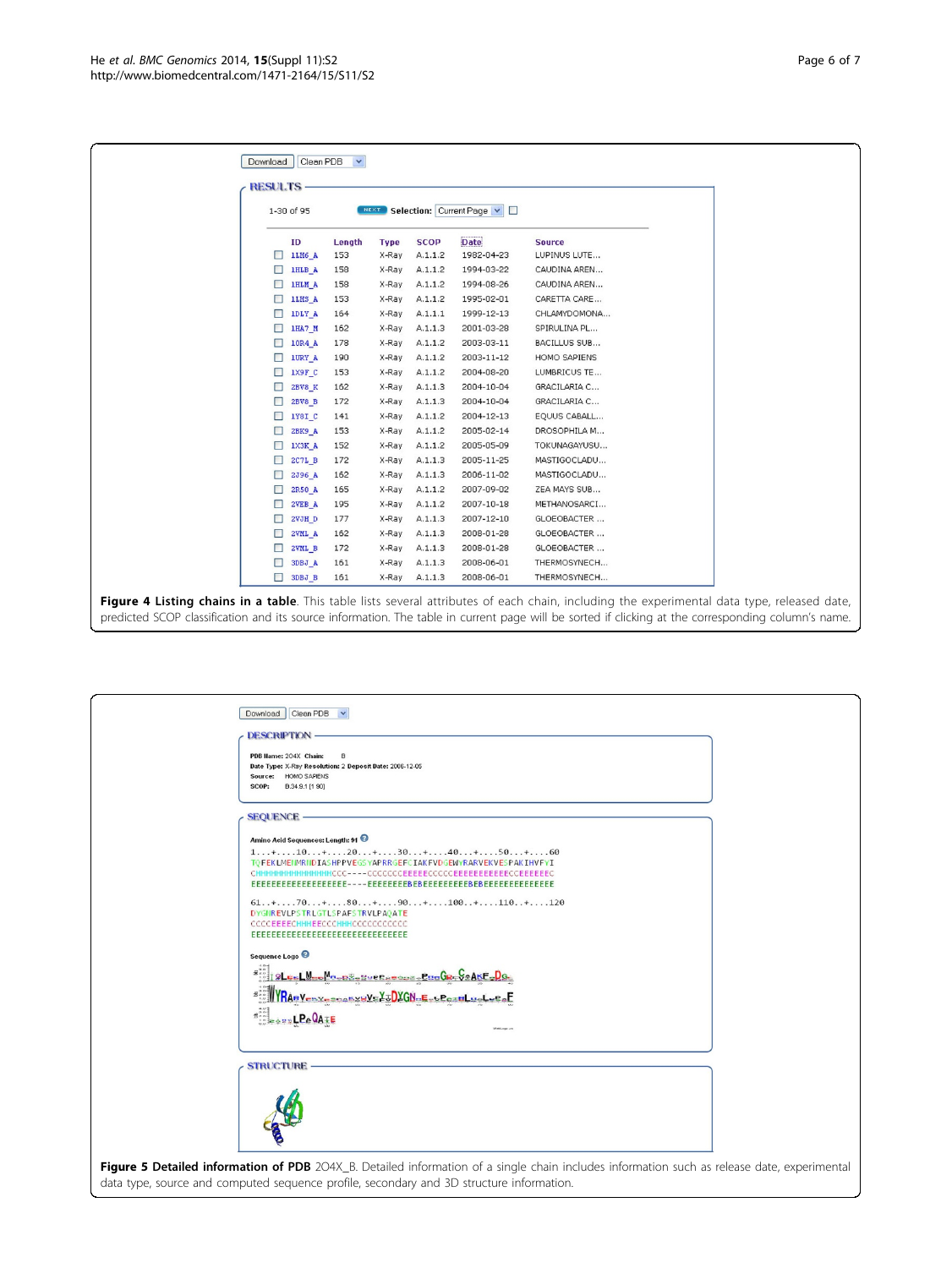Figure 4 Listing chains in a table. This table lists several attributes of each chain, including the experimental data type, released date, predicted SCOP classification and its source information. The table in current page will be sorted if clicking at the corresponding column's name.

Figure 5 Detailed information of PDB 2O4X_B. Detailed information of a single chain includes information such as release date, experimental data type, source and computed sequence profile, secondary and 3D structure information.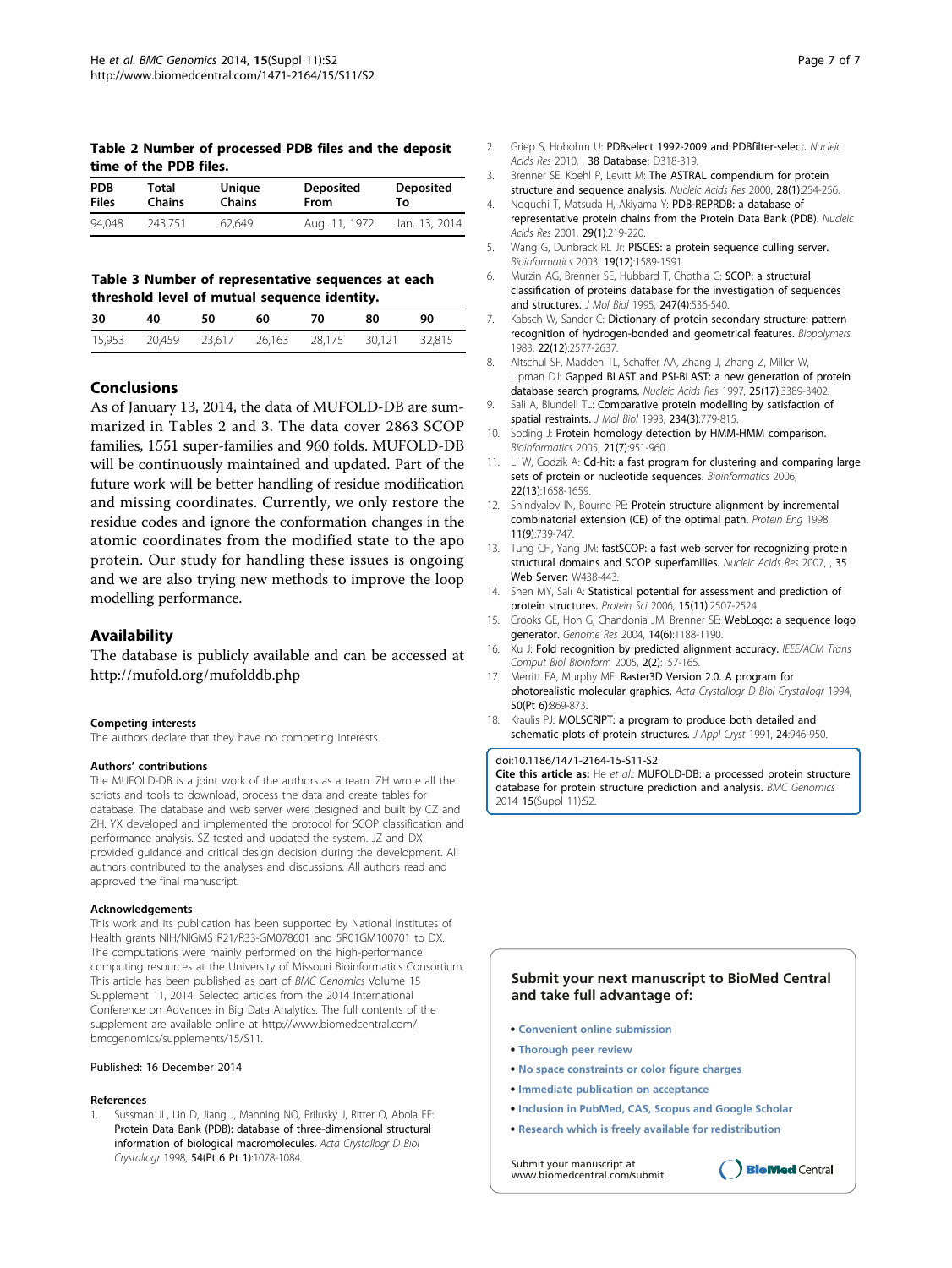**Table 2 Number of processed PDB files and the deposit time of the PDB files.**

| PDB Files | Total Chains | Unique Chains | Deposited From | Deposited To |
|---|---|---|---|---|
| 94,048 | 243,751 | 62,649 | Aug. 11, 1972 | Jan. 13, 2014 |

**Table 3 Number of representative sequences at each threshold level of mutual sequence identity.**

| 30 | 40 | 50 | 60 | 70 | 80 | 90 |
|---|---|---|---|---|---|---|
| 15,953 | 20,459 | 23,617 | 26,163 | 28,175 | 30,121 | 32,815 |

## Conclusions

As of January 13, 2014, the data of MUFOLD-DB are summarized in Tables 2 and 3. The data cover 2863 SCOP families, 1551 super-families and 960 folds. MUFOLD-DB will be continuously maintained and updated. Part of the future work will be better handling of residue modification and missing coordinates. Currently, we only restore the residue codes and ignore the conformation changes in the atomic coordinates from the modified state to the apo protein. Our study for handling these issues is ongoing and we are also trying new methods to improve the loop modelling performance.

## Availability

The database is publicly available and can be accessed at http://mufold.org/mufolddb.php

#### Competing interests

The authors declare that they have no competing interests.

#### Authors' contributions

The MUFOLD-DB is a joint work of the authors as a team. ZH wrote all the scripts and tools to download, process the data and create tables for database. The database and web server were designed and built by CZ and ZH. YX developed and implemented the protocol for SCOP classification and performance analysis. SZ tested and updated the system. JZ and DX provided guidance and critical design decision during the development. All authors contributed to the analyses and discussions. All authors read and approved the final manuscript.

#### Acknowledgements

This work and its publication has been supported by National Institutes of Health grants NIH/NIGMS R21/R33-GM078601 and 5R01GM100701 to DX. The computations were mainly performed on the high-performance computing resources at the University of Missouri Bioinformatics Consortium. This article has been published as part of *BMC Genomics* Volume 15 Supplement 11, 2014: Selected articles from the 2014 International Conference on Advances in Big Data Analytics. The full contents of the supplement are available online at http://www.biomedcentral.com/bmcgenomics/supplements/15/S11.

Published: 16 December 2014

#### References

1. Sussman JL, Lin D, Jiang J, Manning NO, Prilusky J, Ritter O, Abola EE: **Protein Data Bank (PDB): database of three-dimensional structural information of biological macromolecules.** *Acta Crystallogr D Biol Crystallogr* 1998, **54(Pt 6 Pt 1)**:1078-1084.
2. Griep S, Hobohm U: **PDBselect 1992-2009 and PDBfilter-select.** *Nucleic Acids Res* 2010, , **38 Database**: D318-319.
3. Brenner SE, Koehl P, Levitt M: **The ASTRAL compendium for protein structure and sequence analysis.** *Nucleic Acids Res* 2000, **28(1)**:254-256.
4. Noguchi T, Matsuda H, Akiyama Y: **PDB-REPRDB: a database of representative protein chains from the Protein Data Bank (PDB).** *Nucleic Acids Res* 2001, **29(1)**:219-220.
5. Wang G, Dunbrack RL Jr: **PISCES: a protein sequence culling server.** *Bioinformatics* 2003, **19(12)**:1589-1591.
6. Murzin AG, Brenner SE, Hubbard T, Chothia C: **SCOP: a structural classification of proteins database for the investigation of sequences and structures.** *J Mol Biol* 1995, **247(4)**:536-540.
7. Kabsch W, Sander C: **Dictionary of protein secondary structure: pattern recognition of hydrogen-bonded and geometrical features.** *Biopolymers* 1983, **22(12)**:2577-2637.
8. Altschul SF, Madden TL, Schaffer AA, Zhang J, Zhang Z, Miller W, Lipman DJ: **Gapped BLAST and PSI-BLAST: a new generation of protein database search programs.** *Nucleic Acids Res* 1997, **25(17)**:3389-3402.
9. Sali A, Blundell TL: **Comparative protein modelling by satisfaction of spatial restraints.** *J Mol Biol* 1993, **234(3)**:779-815.
10. Soding J: **Protein homology detection by HMM-HMM comparison.** *Bioinformatics* 2005, **21(7)**:951-960.
11. Li W, Godzik A: **Cd-hit: a fast program for clustering and comparing large sets of protein or nucleotide sequences.** *Bioinformatics* 2006, **22(13)**:1658-1659.
12. Shindyalov IN, Bourne PE: **Protein structure alignment by incremental combinatorial extension (CE) of the optimal path.** *Protein Eng* 1998, **11(9)**:739-747.
13. Tung CH, Yang JM: **fastSCOP: a fast web server for recognizing protein structural domains and SCOP superfamilies.** *Nucleic Acids Res* 2007, , **35 Web Server**: W438-443.
14. Shen MY, Sali A: **Statistical potential for assessment and prediction of protein structures.** *Protein Sci* 2006, **15(11)**:2507-2524.
15. Crooks GE, Hon G, Chandonia JM, Brenner SE: **WebLogo: a sequence logo generator.** *Genome Res* 2004, **14(6)**:1188-1190.
16. Xu J: **Fold recognition by predicted alignment accuracy.** *IEEE/ACM Trans Comput Biol Bioinform* 2005, **2(2)**:157-165.
17. Merritt EA, Murphy ME: **Raster3D Version 2.0. A program for photorealistic molecular graphics.** *Acta Crystallogr D Biol Crystallogr* 1994, **50(Pt 6)**:869-873.
18. Kraulis PJ: **MOLSCRIPT: a program to produce both detailed and schematic plots of protein structures.** *J Appl Cryst* 1991, **24**:946-950.

doi:10.1186/1471-2164-15-S11-S2

**Cite this article as:** He *et al.*: MUFOLD-DB: a processed protein structure database for protein structure prediction and analysis. *BMC Genomics* 2014 **15**(Suppl 11):S2.

**Submit your next manuscript to BioMed Central and take full advantage of:**

- Convenient online submission
- Thorough peer review
- No space constraints or color figure charges
- Immediate publication on acceptance
- Inclusion in PubMed, CAS, Scopus and Google Scholar
- Research which is freely available for redistribution

Submit your manuscript at www.biomedcentral.com/submit

BioMed Central